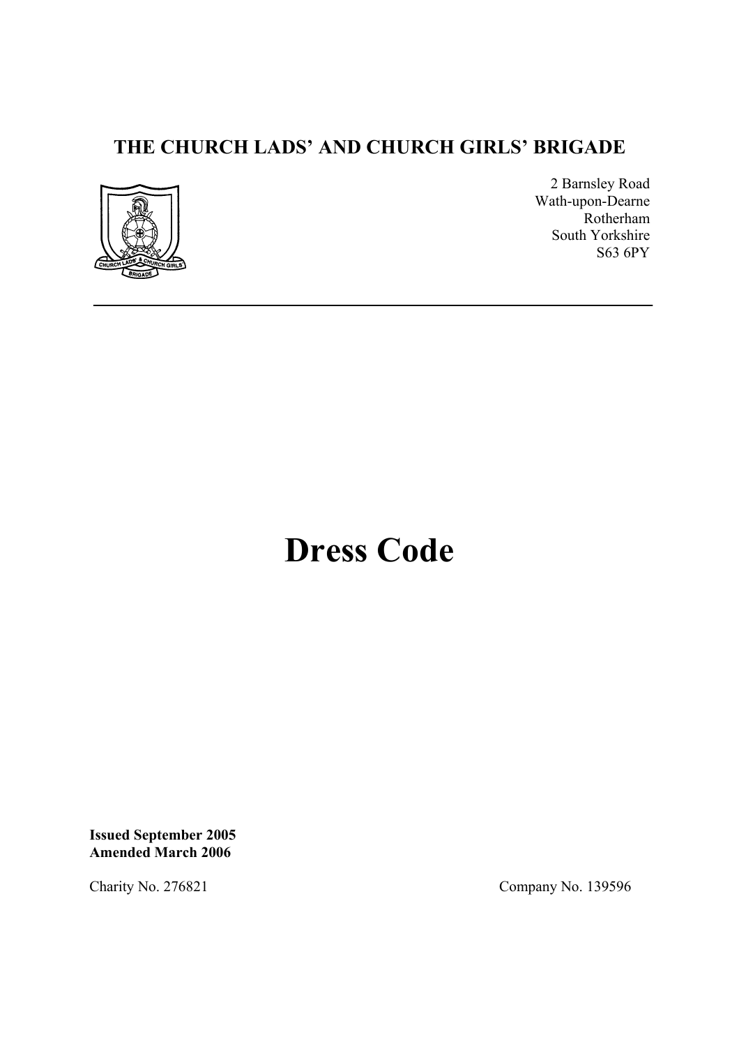# THE CHURCH LADS' AND CHURCH GIRLS' BRIGADE

2 Barnsley Road
Wath-upon-Dearne
Rotherham
South Yorkshire
S63 6PY

---

# Dress Code

**Issued September 2005**
**Amended March 2006**

Charity No. 276821

Company No. 139596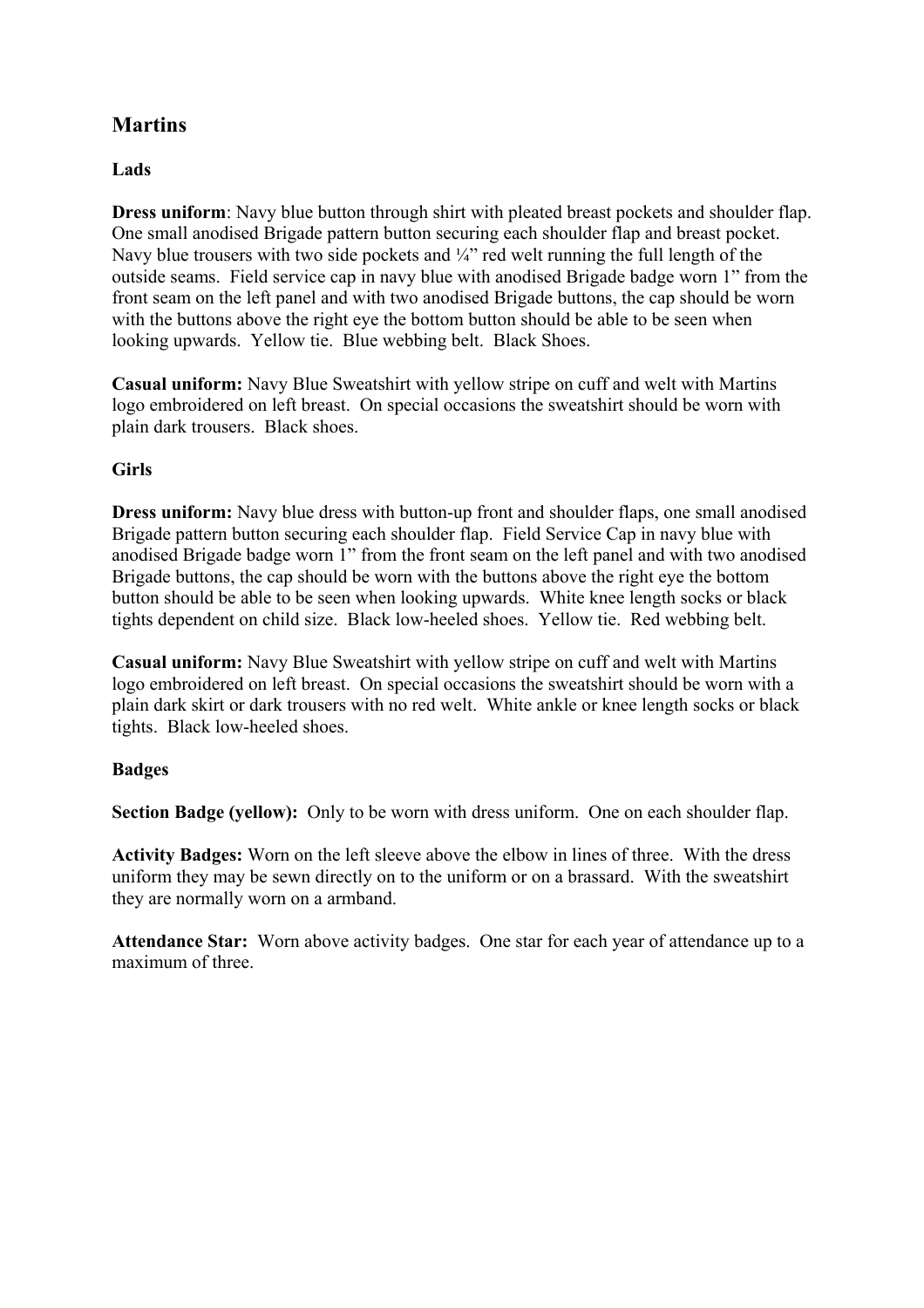## Martins

### Lads

**Dress uniform**: Navy blue button through shirt with pleated breast pockets and shoulder flap. One small anodised Brigade pattern button securing each shoulder flap and breast pocket. Navy blue trousers with two side pockets and ¼" red welt running the full length of the outside seams. Field service cap in navy blue with anodised Brigade badge worn 1" from the front seam on the left panel and with two anodised Brigade buttons, the cap should be worn with the buttons above the right eye the bottom button should be able to be seen when looking upwards. Yellow tie. Blue webbing belt. Black Shoes.

**Casual uniform:** Navy Blue Sweatshirt with yellow stripe on cuff and welt with Martins logo embroidered on left breast. On special occasions the sweatshirt should be worn with plain dark trousers. Black shoes.

### Girls

**Dress uniform:** Navy blue dress with button-up front and shoulder flaps, one small anodised Brigade pattern button securing each shoulder flap. Field Service Cap in navy blue with anodised Brigade badge worn 1" from the front seam on the left panel and with two anodised Brigade buttons, the cap should be worn with the buttons above the right eye the bottom button should be able to be seen when looking upwards. White knee length socks or black tights dependent on child size. Black low-heeled shoes. Yellow tie. Red webbing belt.

**Casual uniform:** Navy Blue Sweatshirt with yellow stripe on cuff and welt with Martins logo embroidered on left breast. On special occasions the sweatshirt should be worn with a plain dark skirt or dark trousers with no red welt. White ankle or knee length socks or black tights. Black low-heeled shoes.

### Badges

**Section Badge (yellow):** Only to be worn with dress uniform. One on each shoulder flap.

**Activity Badges:** Worn on the left sleeve above the elbow in lines of three. With the dress uniform they may be sewn directly on to the uniform or on a brassard. With the sweatshirt they are normally worn on a armband.

**Attendance Star:** Worn above activity badges. One star for each year of attendance up to a maximum of three.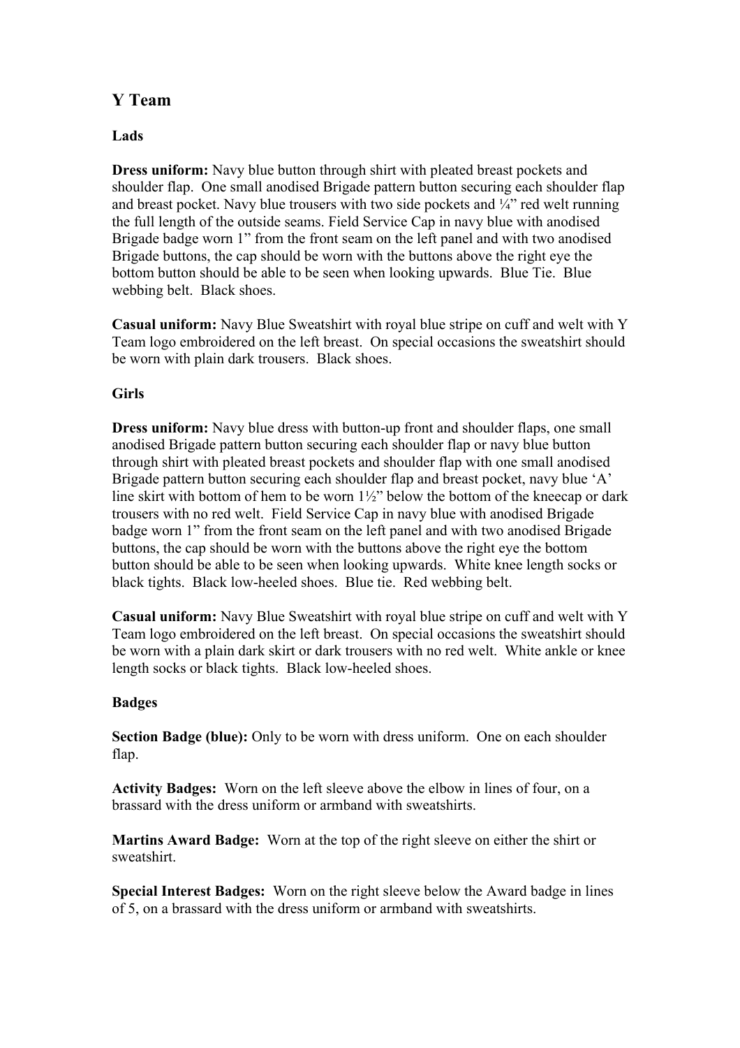## Y Team

### Lads

**Dress uniform:** Navy blue button through shirt with pleated breast pockets and shoulder flap. One small anodised Brigade pattern button securing each shoulder flap and breast pocket. Navy blue trousers with two side pockets and ¼" red welt running the full length of the outside seams. Field Service Cap in navy blue with anodised Brigade badge worn 1" from the front seam on the left panel and with two anodised Brigade buttons, the cap should be worn with the buttons above the right eye the bottom button should be able to be seen when looking upwards. Blue Tie. Blue webbing belt. Black shoes.

**Casual uniform:** Navy Blue Sweatshirt with royal blue stripe on cuff and welt with Y Team logo embroidered on the left breast. On special occasions the sweatshirt should be worn with plain dark trousers. Black shoes.

### Girls

**Dress uniform:** Navy blue dress with button-up front and shoulder flaps, one small anodised Brigade pattern button securing each shoulder flap or navy blue button through shirt with pleated breast pockets and shoulder flap with one small anodised Brigade pattern button securing each shoulder flap and breast pocket, navy blue 'A' line skirt with bottom of hem to be worn 1½" below the bottom of the kneecap or dark trousers with no red welt. Field Service Cap in navy blue with anodised Brigade badge worn 1" from the front seam on the left panel and with two anodised Brigade buttons, the cap should be worn with the buttons above the right eye the bottom button should be able to be seen when looking upwards. White knee length socks or black tights. Black low-heeled shoes. Blue tie. Red webbing belt.

**Casual uniform:** Navy Blue Sweatshirt with royal blue stripe on cuff and welt with Y Team logo embroidered on the left breast. On special occasions the sweatshirt should be worn with a plain dark skirt or dark trousers with no red welt. White ankle or knee length socks or black tights. Black low-heeled shoes.

### Badges

**Section Badge (blue):** Only to be worn with dress uniform. One on each shoulder flap.

**Activity Badges:** Worn on the left sleeve above the elbow in lines of four, on a brassard with the dress uniform or armband with sweatshirts.

**Martins Award Badge:** Worn at the top of the right sleeve on either the shirt or sweatshirt.

**Special Interest Badges:** Worn on the right sleeve below the Award badge in lines of 5, on a brassard with the dress uniform or armband with sweatshirts.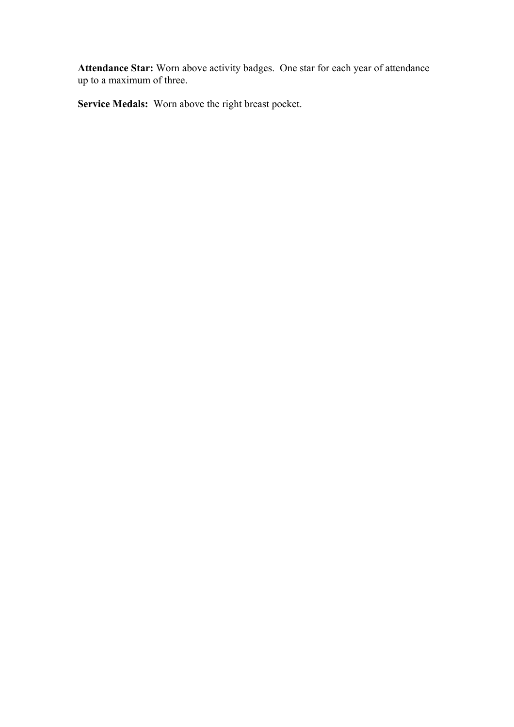**Attendance Star:** Worn above activity badges. One star for each year of attendance up to a maximum of three.

**Service Medals:** Worn above the right breast pocket.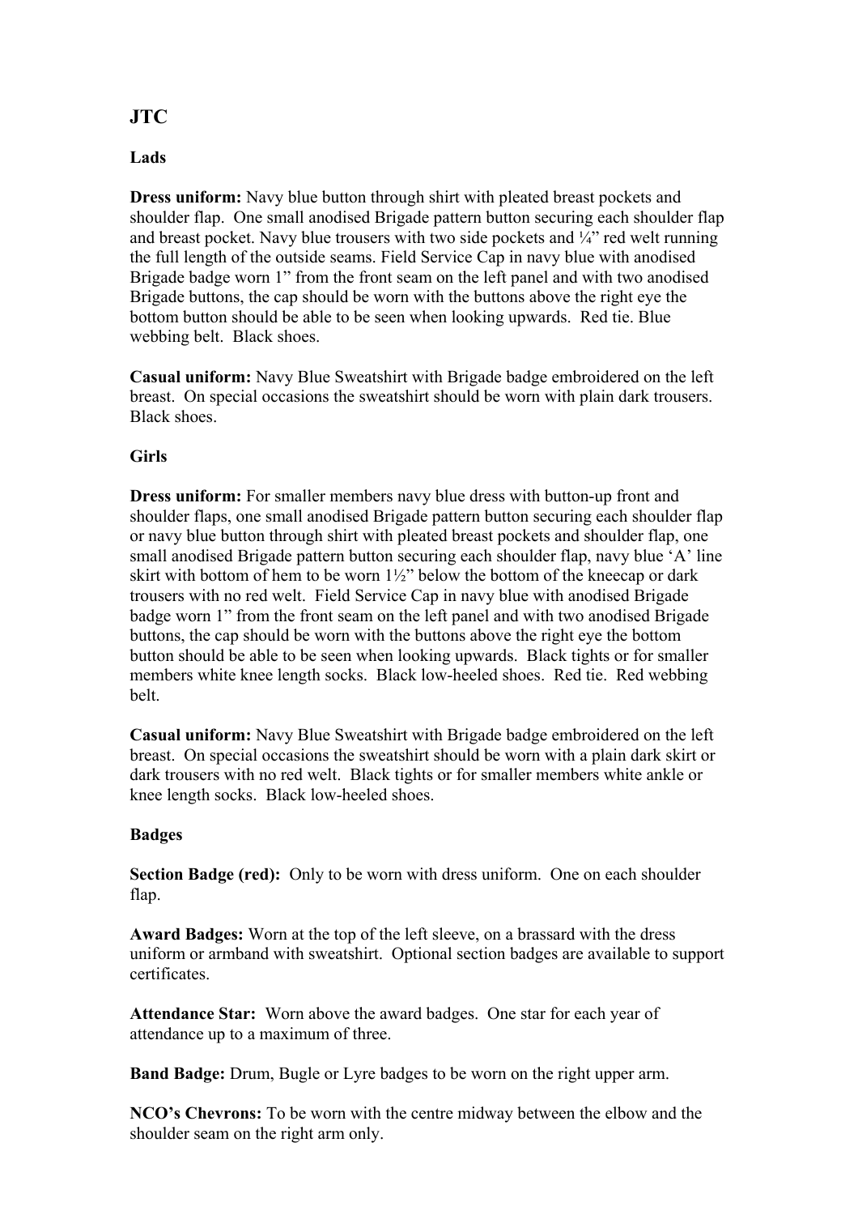## JTC

### Lads

**Dress uniform:** Navy blue button through shirt with pleated breast pockets and shoulder flap. One small anodised Brigade pattern button securing each shoulder flap and breast pocket. Navy blue trousers with two side pockets and ¼" red welt running the full length of the outside seams. Field Service Cap in navy blue with anodised Brigade badge worn 1" from the front seam on the left panel and with two anodised Brigade buttons, the cap should be worn with the buttons above the right eye the bottom button should be able to be seen when looking upwards. Red tie. Blue webbing belt. Black shoes.

**Casual uniform:** Navy Blue Sweatshirt with Brigade badge embroidered on the left breast. On special occasions the sweatshirt should be worn with plain dark trousers. Black shoes.

### Girls

**Dress uniform:** For smaller members navy blue dress with button-up front and shoulder flaps, one small anodised Brigade pattern button securing each shoulder flap or navy blue button through shirt with pleated breast pockets and shoulder flap, one small anodised Brigade pattern button securing each shoulder flap, navy blue 'A' line skirt with bottom of hem to be worn 1½" below the bottom of the kneecap or dark trousers with no red welt. Field Service Cap in navy blue with anodised Brigade badge worn 1" from the front seam on the left panel and with two anodised Brigade buttons, the cap should be worn with the buttons above the right eye the bottom button should be able to be seen when looking upwards. Black tights or for smaller members white knee length socks. Black low-heeled shoes. Red tie. Red webbing belt.

**Casual uniform:** Navy Blue Sweatshirt with Brigade badge embroidered on the left breast. On special occasions the sweatshirt should be worn with a plain dark skirt or dark trousers with no red welt. Black tights or for smaller members white ankle or knee length socks. Black low-heeled shoes.

### Badges

**Section Badge (red):** Only to be worn with dress uniform. One on each shoulder flap.

**Award Badges:** Worn at the top of the left sleeve, on a brassard with the dress uniform or armband with sweatshirt. Optional section badges are available to support certificates.

**Attendance Star:** Worn above the award badges. One star for each year of attendance up to a maximum of three.

**Band Badge:** Drum, Bugle or Lyre badges to be worn on the right upper arm.

**NCO's Chevrons:** To be worn with the centre midway between the elbow and the shoulder seam on the right arm only.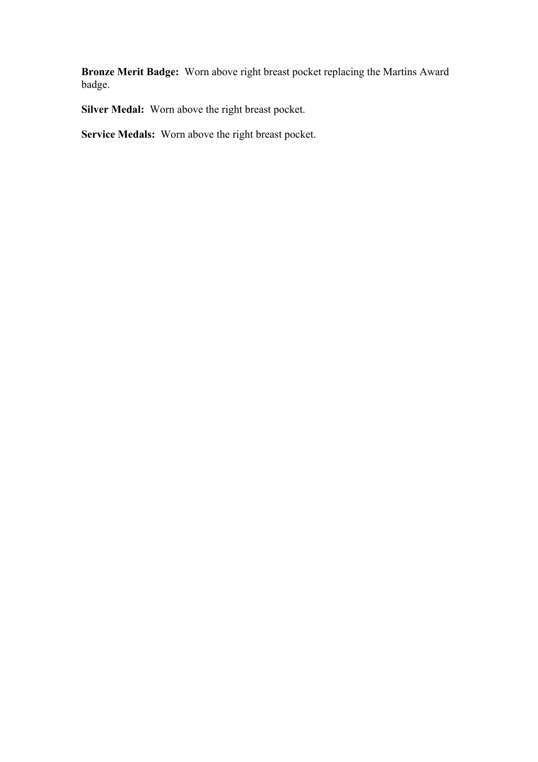**Bronze Merit Badge:** Worn above right breast pocket replacing the Martins Award badge.

**Silver Medal:** Worn above the right breast pocket.

**Service Medals:** Worn above the right breast pocket.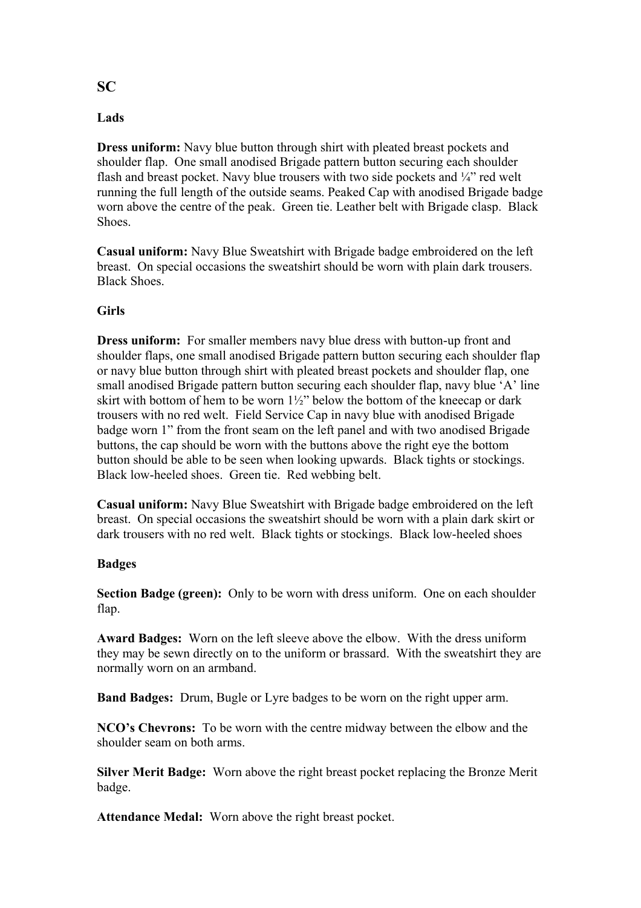## SC

### Lads

**Dress uniform:** Navy blue button through shirt with pleated breast pockets and shoulder flap. One small anodised Brigade pattern button securing each shoulder flash and breast pocket. Navy blue trousers with two side pockets and ¼" red welt running the full length of the outside seams. Peaked Cap with anodised Brigade badge worn above the centre of the peak. Green tie. Leather belt with Brigade clasp. Black Shoes.

**Casual uniform:** Navy Blue Sweatshirt with Brigade badge embroidered on the left breast. On special occasions the sweatshirt should be worn with plain dark trousers. Black Shoes.

### Girls

**Dress uniform:** For smaller members navy blue dress with button-up front and shoulder flaps, one small anodised Brigade pattern button securing each shoulder flap or navy blue button through shirt with pleated breast pockets and shoulder flap, one small anodised Brigade pattern button securing each shoulder flap, navy blue 'A' line skirt with bottom of hem to be worn 1½" below the bottom of the kneecap or dark trousers with no red welt. Field Service Cap in navy blue with anodised Brigade badge worn 1" from the front seam on the left panel and with two anodised Brigade buttons, the cap should be worn with the buttons above the right eye the bottom button should be able to be seen when looking upwards. Black tights or stockings. Black low-heeled shoes. Green tie. Red webbing belt.

**Casual uniform:** Navy Blue Sweatshirt with Brigade badge embroidered on the left breast. On special occasions the sweatshirt should be worn with a plain dark skirt or dark trousers with no red welt. Black tights or stockings. Black low-heeled shoes

### Badges

**Section Badge (green):** Only to be worn with dress uniform. One on each shoulder flap.

**Award Badges:** Worn on the left sleeve above the elbow. With the dress uniform they may be sewn directly on to the uniform or brassard. With the sweatshirt they are normally worn on an armband.

**Band Badges:** Drum, Bugle or Lyre badges to be worn on the right upper arm.

**NCO's Chevrons:** To be worn with the centre midway between the elbow and the shoulder seam on both arms.

**Silver Merit Badge:** Worn above the right breast pocket replacing the Bronze Merit badge.

**Attendance Medal:** Worn above the right breast pocket.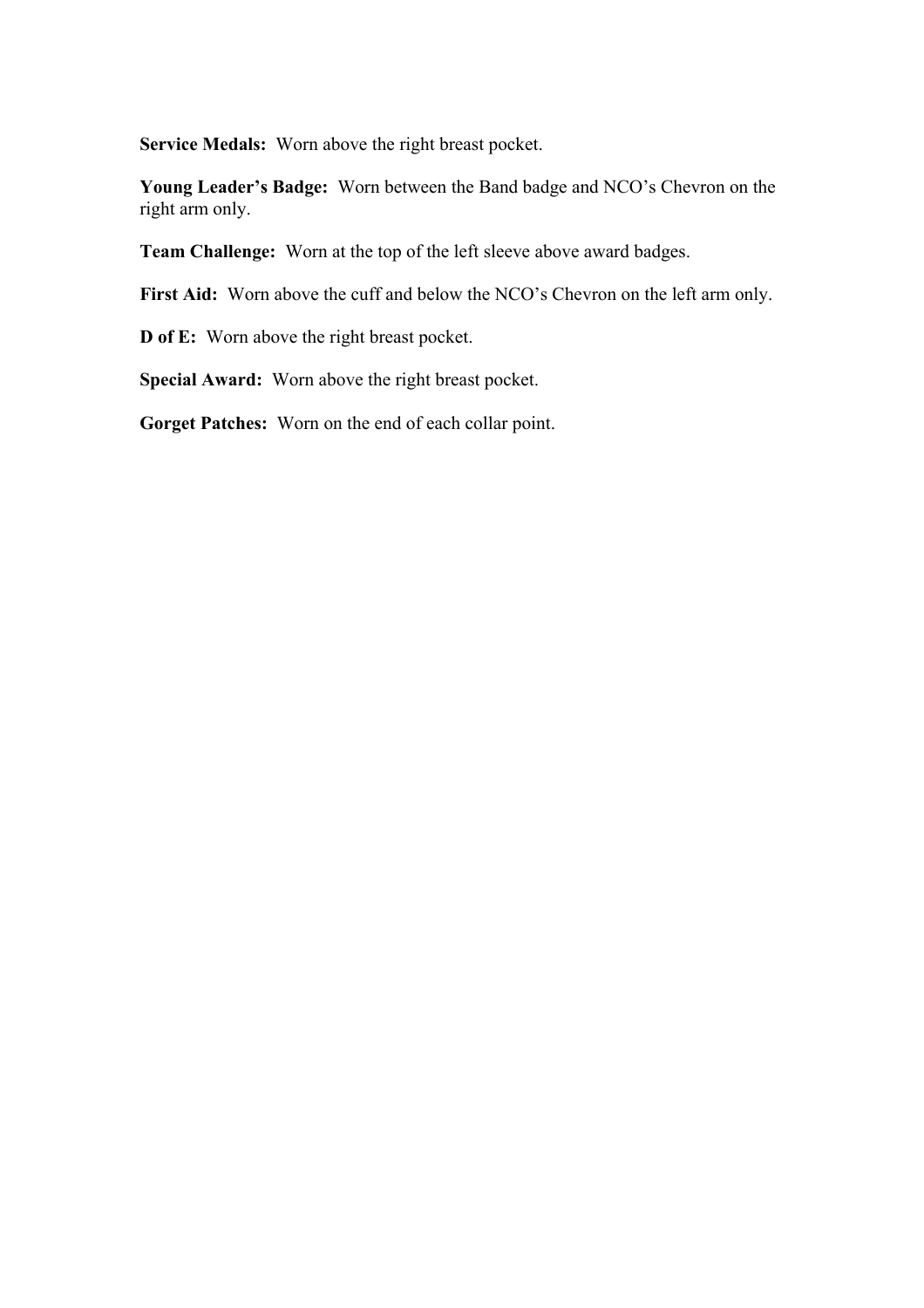**Service Medals:** Worn above the right breast pocket.

**Young Leader's Badge:** Worn between the Band badge and NCO's Chevron on the right arm only.

**Team Challenge:** Worn at the top of the left sleeve above award badges.

**First Aid:** Worn above the cuff and below the NCO's Chevron on the left arm only.

**D of E:** Worn above the right breast pocket.

**Special Award:** Worn above the right breast pocket.

**Gorget Patches:** Worn on the end of each collar point.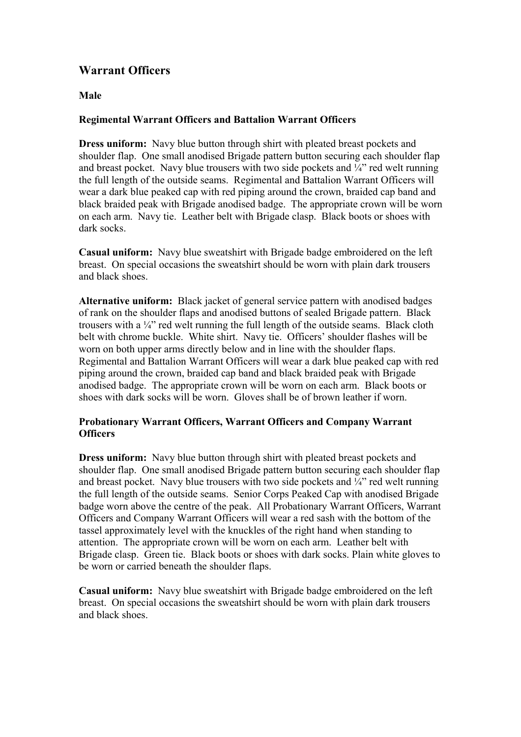## Warrant Officers

### Male

#### Regimental Warrant Officers and Battalion Warrant Officers

**Dress uniform:** Navy blue button through shirt with pleated breast pockets and shoulder flap. One small anodised Brigade pattern button securing each shoulder flap and breast pocket. Navy blue trousers with two side pockets and ¼" red welt running the full length of the outside seams. Regimental and Battalion Warrant Officers will wear a dark blue peaked cap with red piping around the crown, braided cap band and black braided peak with Brigade anodised badge. The appropriate crown will be worn on each arm. Navy tie. Leather belt with Brigade clasp. Black boots or shoes with dark socks.

**Casual uniform:** Navy blue sweatshirt with Brigade badge embroidered on the left breast. On special occasions the sweatshirt should be worn with plain dark trousers and black shoes.

**Alternative uniform:** Black jacket of general service pattern with anodised badges of rank on the shoulder flaps and anodised buttons of sealed Brigade pattern. Black trousers with a ¼" red welt running the full length of the outside seams. Black cloth belt with chrome buckle. White shirt. Navy tie. Officers' shoulder flashes will be worn on both upper arms directly below and in line with the shoulder flaps. Regimental and Battalion Warrant Officers will wear a dark blue peaked cap with red piping around the crown, braided cap band and black braided peak with Brigade anodised badge. The appropriate crown will be worn on each arm. Black boots or shoes with dark socks will be worn. Gloves shall be of brown leather if worn.

#### Probationary Warrant Officers, Warrant Officers and Company Warrant Officers

**Dress uniform:** Navy blue button through shirt with pleated breast pockets and shoulder flap. One small anodised Brigade pattern button securing each shoulder flap and breast pocket. Navy blue trousers with two side pockets and ¼" red welt running the full length of the outside seams. Senior Corps Peaked Cap with anodised Brigade badge worn above the centre of the peak. All Probationary Warrant Officers, Warrant Officers and Company Warrant Officers will wear a red sash with the bottom of the tassel approximately level with the knuckles of the right hand when standing to attention. The appropriate crown will be worn on each arm. Leather belt with Brigade clasp. Green tie. Black boots or shoes with dark socks. Plain white gloves to be worn or carried beneath the shoulder flaps.

**Casual uniform:** Navy blue sweatshirt with Brigade badge embroidered on the left breast. On special occasions the sweatshirt should be worn with plain dark trousers and black shoes.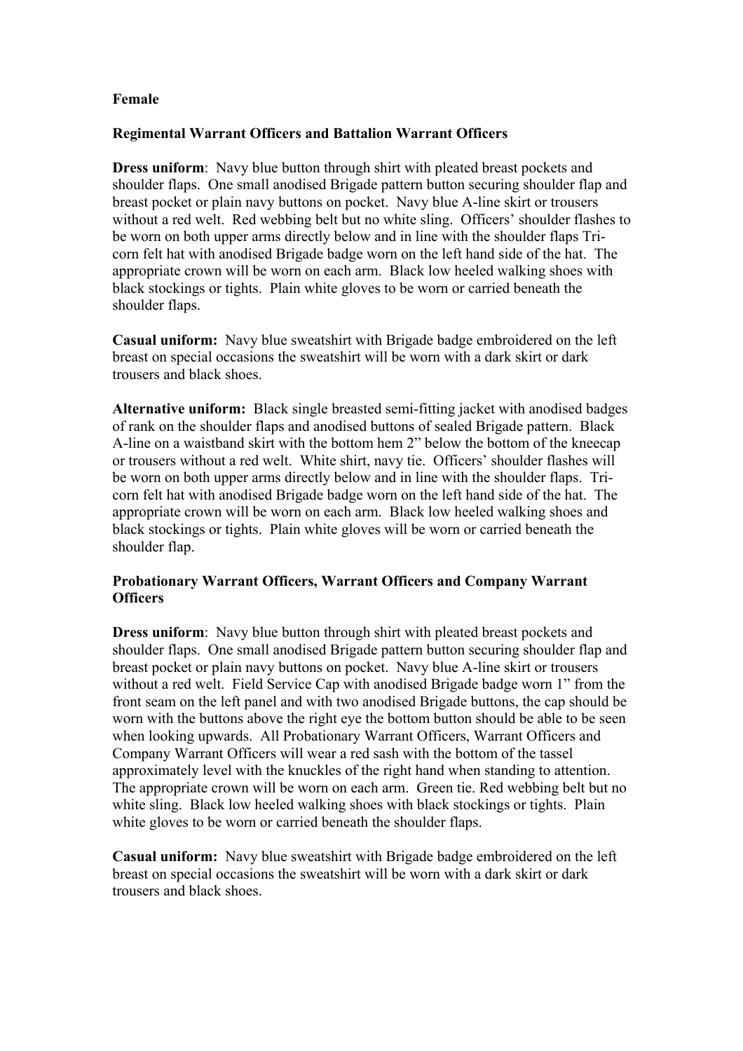**Female**

**Regimental Warrant Officers and Battalion Warrant Officers**

**Dress uniform**: Navy blue button through shirt with pleated breast pockets and shoulder flaps. One small anodised Brigade pattern button securing shoulder flap and breast pocket or plain navy buttons on pocket. Navy blue A-line skirt or trousers without a red welt. Red webbing belt but no white sling. Officers' shoulder flashes to be worn on both upper arms directly below and in line with the shoulder flaps Tri-corn felt hat with anodised Brigade badge worn on the left hand side of the hat. The appropriate crown will be worn on each arm. Black low heeled walking shoes with black stockings or tights. Plain white gloves to be worn or carried beneath the shoulder flaps.

**Casual uniform:** Navy blue sweatshirt with Brigade badge embroidered on the left breast on special occasions the sweatshirt will be worn with a dark skirt or dark trousers and black shoes.

**Alternative uniform:** Black single breasted semi-fitting jacket with anodised badges of rank on the shoulder flaps and anodised buttons of sealed Brigade pattern. Black A-line on a waistband skirt with the bottom hem 2" below the bottom of the kneecap or trousers without a red welt. White shirt, navy tie. Officers' shoulder flashes will be worn on both upper arms directly below and in line with the shoulder flaps. Tri-corn felt hat with anodised Brigade badge worn on the left hand side of the hat. The appropriate crown will be worn on each arm. Black low heeled walking shoes and black stockings or tights. Plain white gloves will be worn or carried beneath the shoulder flap.

**Probationary Warrant Officers, Warrant Officers and Company Warrant Officers**

**Dress uniform**: Navy blue button through shirt with pleated breast pockets and shoulder flaps. One small anodised Brigade pattern button securing shoulder flap and breast pocket or plain navy buttons on pocket. Navy blue A-line skirt or trousers without a red welt. Field Service Cap with anodised Brigade badge worn 1" from the front seam on the left panel and with two anodised Brigade buttons, the cap should be worn with the buttons above the right eye the bottom button should be able to be seen when looking upwards. All Probationary Warrant Officers, Warrant Officers and Company Warrant Officers will wear a red sash with the bottom of the tassel approximately level with the knuckles of the right hand when standing to attention. The appropriate crown will be worn on each arm. Green tie. Red webbing belt but no white sling. Black low heeled walking shoes with black stockings or tights. Plain white gloves to be worn or carried beneath the shoulder flaps.

**Casual uniform:** Navy blue sweatshirt with Brigade badge embroidered on the left breast on special occasions the sweatshirt will be worn with a dark skirt or dark trousers and black shoes.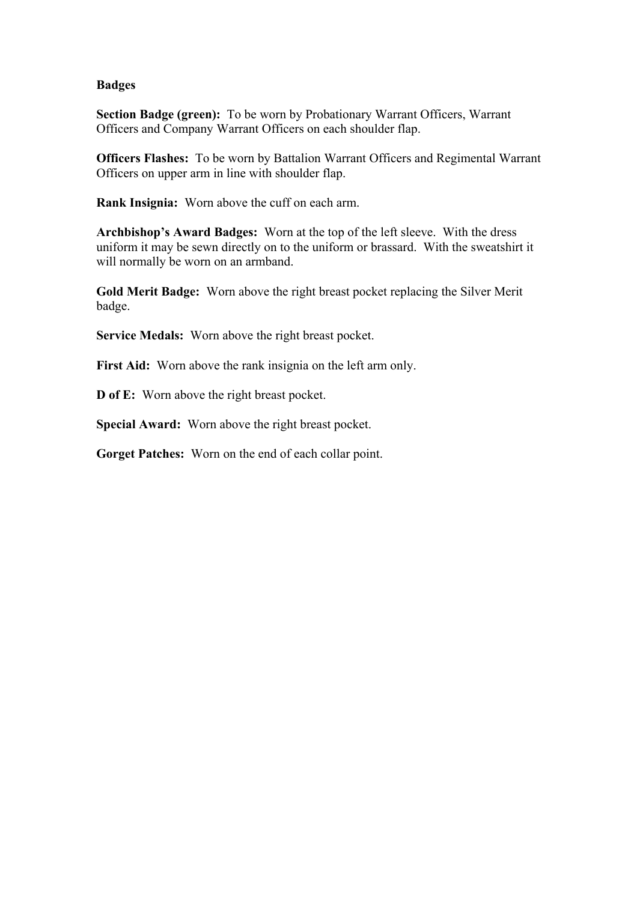**Badges**

**Section Badge (green):** To be worn by Probationary Warrant Officers, Warrant Officers and Company Warrant Officers on each shoulder flap.

**Officers Flashes:** To be worn by Battalion Warrant Officers and Regimental Warrant Officers on upper arm in line with shoulder flap.

**Rank Insignia:** Worn above the cuff on each arm.

**Archbishop's Award Badges:** Worn at the top of the left sleeve. With the dress uniform it may be sewn directly on to the uniform or brassard. With the sweatshirt it will normally be worn on an armband.

**Gold Merit Badge:** Worn above the right breast pocket replacing the Silver Merit badge.

**Service Medals:** Worn above the right breast pocket.

**First Aid:** Worn above the rank insignia on the left arm only.

**D of E:** Worn above the right breast pocket.

**Special Award:** Worn above the right breast pocket.

**Gorget Patches:** Worn on the end of each collar point.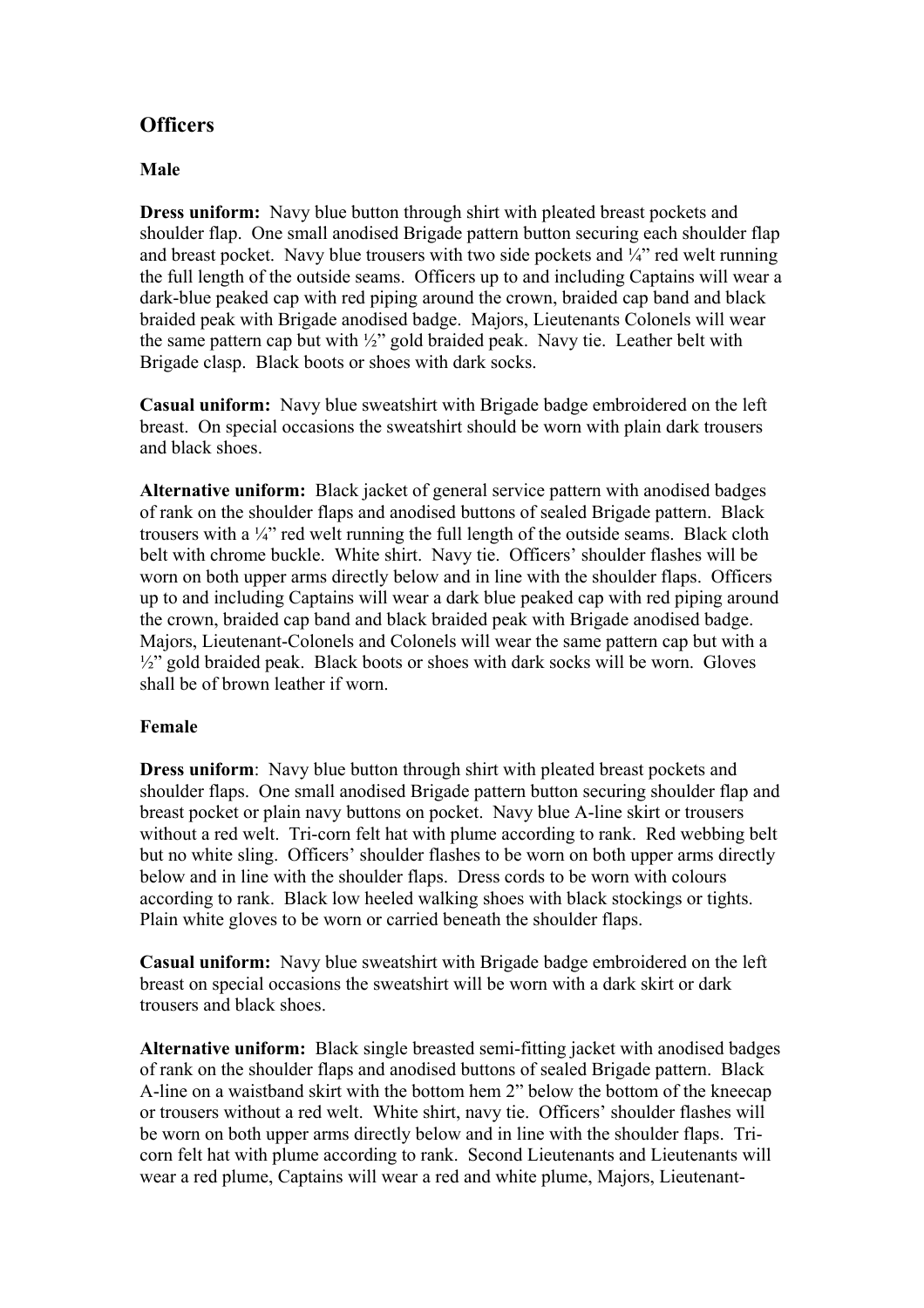## Officers

### Male

**Dress uniform:** Navy blue button through shirt with pleated breast pockets and shoulder flap. One small anodised Brigade pattern button securing each shoulder flap and breast pocket. Navy blue trousers with two side pockets and ¼" red welt running the full length of the outside seams. Officers up to and including Captains will wear a dark-blue peaked cap with red piping around the crown, braided cap band and black braided peak with Brigade anodised badge. Majors, Lieutenants Colonels will wear the same pattern cap but with ½" gold braided peak. Navy tie. Leather belt with Brigade clasp. Black boots or shoes with dark socks.

**Casual uniform:** Navy blue sweatshirt with Brigade badge embroidered on the left breast. On special occasions the sweatshirt should be worn with plain dark trousers and black shoes.

**Alternative uniform:** Black jacket of general service pattern with anodised badges of rank on the shoulder flaps and anodised buttons of sealed Brigade pattern. Black trousers with a ¼" red welt running the full length of the outside seams. Black cloth belt with chrome buckle. White shirt. Navy tie. Officers' shoulder flashes will be worn on both upper arms directly below and in line with the shoulder flaps. Officers up to and including Captains will wear a dark blue peaked cap with red piping around the crown, braided cap band and black braided peak with Brigade anodised badge. Majors, Lieutenant-Colonels and Colonels will wear the same pattern cap but with a ½" gold braided peak. Black boots or shoes with dark socks will be worn. Gloves shall be of brown leather if worn.

### Female

**Dress uniform**: Navy blue button through shirt with pleated breast pockets and shoulder flaps. One small anodised Brigade pattern button securing shoulder flap and breast pocket or plain navy buttons on pocket. Navy blue A-line skirt or trousers without a red welt. Tri-corn felt hat with plume according to rank. Red webbing belt but no white sling. Officers' shoulder flashes to be worn on both upper arms directly below and in line with the shoulder flaps. Dress cords to be worn with colours according to rank. Black low heeled walking shoes with black stockings or tights. Plain white gloves to be worn or carried beneath the shoulder flaps.

**Casual uniform:** Navy blue sweatshirt with Brigade badge embroidered on the left breast on special occasions the sweatshirt will be worn with a dark skirt or dark trousers and black shoes.

**Alternative uniform:** Black single breasted semi-fitting jacket with anodised badges of rank on the shoulder flaps and anodised buttons of sealed Brigade pattern. Black A-line on a waistband skirt with the bottom hem 2" below the bottom of the kneecap or trousers without a red welt. White shirt, navy tie. Officers' shoulder flashes will be worn on both upper arms directly below and in line with the shoulder flaps. Tri-corn felt hat with plume according to rank. Second Lieutenants and Lieutenants will wear a red plume, Captains will wear a red and white plume, Majors, Lieutenant-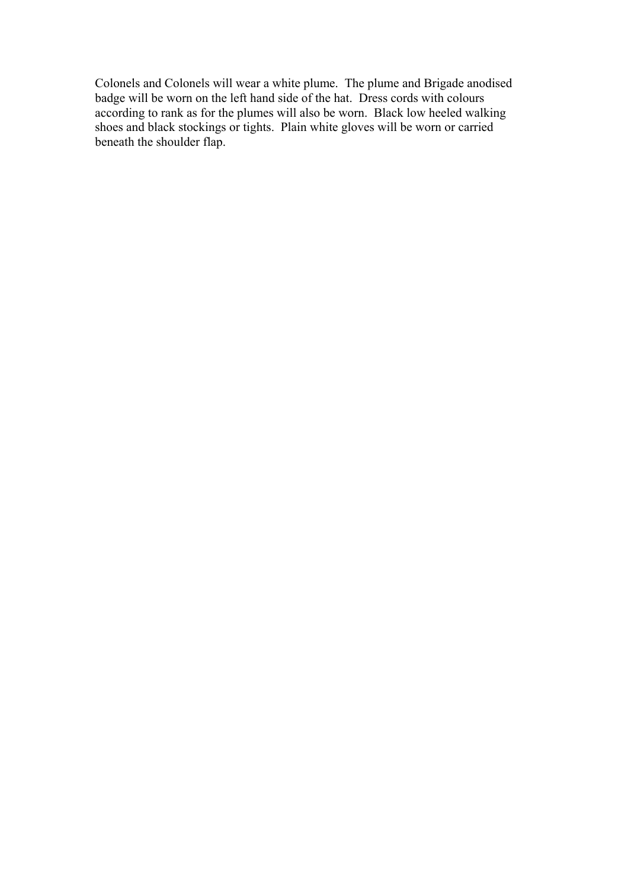Colonels and Colonels will wear a white plume. The plume and Brigade anodised badge will be worn on the left hand side of the hat. Dress cords with colours according to rank as for the plumes will also be worn. Black low heeled walking shoes and black stockings or tights. Plain white gloves will be worn or carried beneath the shoulder flap.